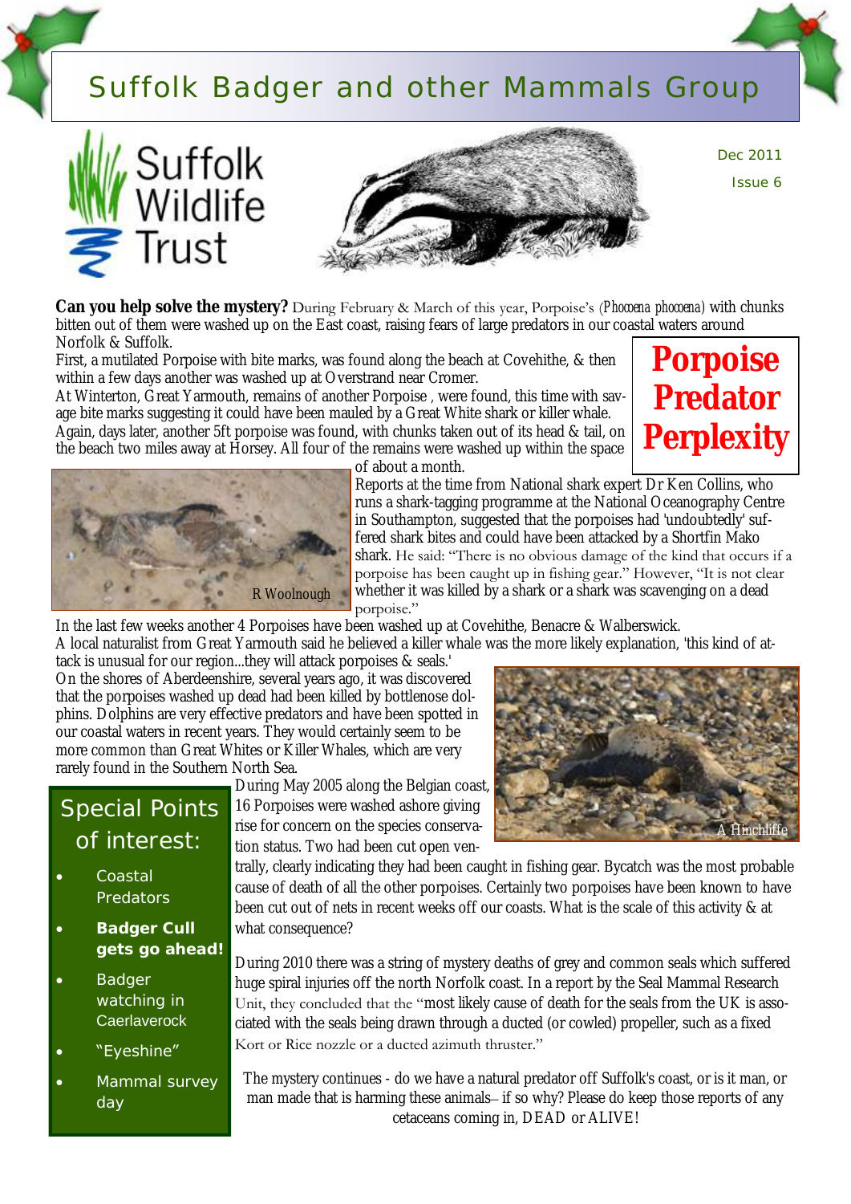# Suffolk Badger and other Mammals Group

Suffolk Wildlife Trust

Dec 2011

Issue 6

## Porpoise Predator Perplexity

**Can you help solve the mystery?** During February & March of this year, Porpoise's (*Phocoena phocoena*) with chunks bitten out of them were washed up on the East coast, raising fears of large predators in our coastal waters around Norfolk & Suffolk.

First, a mutilated Porpoise with bite marks, was found along the beach at Covehithe, & then within a few days another was washed up at Overstrand near Cromer.

At Winterton, Great Yarmouth, remains of another Porpoise , were found, this time with savage bite marks suggesting it could have been mauled by a Great White shark or killer whale. Again, days later, another 5ft porpoise was found, with chunks taken out of its head & tail, on the beach two miles away at Horsey. All four of the remains were washed up within the space of about a month.

R Woolnough

Reports at the time from National shark expert Dr Ken Collins, who runs a shark-tagging programme at the National Oceanography Centre in Southampton, suggested that the porpoises had 'undoubtedly' suffered shark bites and could have been attacked by a Shortfin Mako shark. He said: "There is no obvious damage of the kind that occurs if a porpoise has been caught up in fishing gear." However, "It is not clear whether it was killed by a shark or a shark was scavenging on a dead porpoise."

In the last few weeks another 4 Porpoises have been washed up at Covehithe, Benacre & Walberswick.

A local naturalist from Great Yarmouth said he believed a killer whale was the more likely explanation, 'this kind of attack is unusual for our region...they will attack porpoises & seals.'

On the shores of Aberdeenshire, several years ago, it was discovered that the porpoises washed up dead had been killed by bottlenose dolphins. Dolphins are very effective predators and have been spotted in our coastal waters in recent years. They would certainly seem to be more common than Great Whites or Killer Whales, which are very rarely found in the Southern North Sea.

A Hinchliffe

During May 2005 along the Belgian coast, 16 Porpoises were washed ashore giving rise for concern on the species conservation status. Two had been cut open ventrally, clearly indicating they had been caught in fishing gear. Bycatch was the most probable cause of death of all the other porpoises. Certainly two porpoises have been known to have been cut out of nets in recent weeks off our coasts. What is the scale of this activity & at what consequence?

During 2010 there was a string of mystery deaths of grey and common seals which suffered huge spiral injuries off the north Norfolk coast. In a report by the Seal Mammal Research Unit, they concluded that the "most likely cause of death for the seals from the UK is associated with the seals being drawn through a ducted (or cowled) propeller, such as a fixed Kort or Rice nozzle or a ducted azimuth thruster."

The mystery continues - do we have a natural predator off Suffolk's coast, or is it man, or man made that is harming these animals– if so why? Please do keep those reports of any cetaceans coming in, DEAD or ALIVE!

### Special Points of interest:

- Coastal Predators
- **Badger Cull gets go ahead!**
- Badger watching in Caerlaverock
- "Eyeshine"
- Mammal survey day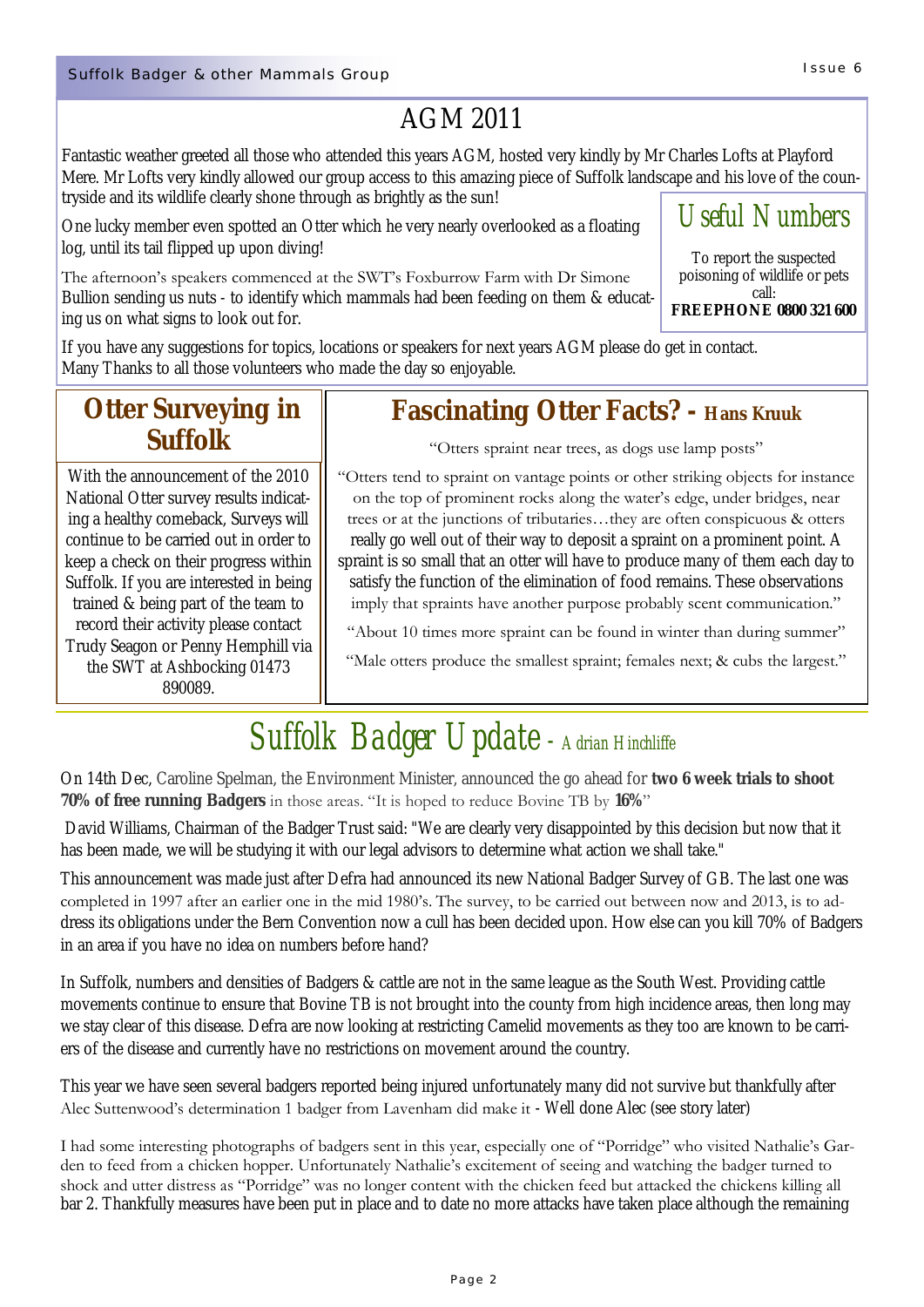## AGM 2011

Fantastic weather greeted all those who attended this years AGM, hosted very kindly by Mr Charles Lofts at Playford Mere. Mr Lofts very kindly allowed our group access to this amazing piece of Suffolk landscape and his love of the countryside and its wildlife clearly shone through as brightly as the sun!

One lucky member even spotted an Otter which he very nearly overlooked as a floating log, until its tail flipped up upon diving!

The afternoon's speakers commenced at the SWT's Foxburrow Farm with Dr Simone Bullion sending us nuts - to identify which mammals had been feeding on them & educating us on what signs to look out for.

If you have any suggestions for topics, locations or speakers for next years AGM please do get in contact. Many Thanks to all those volunteers who made the day so enjoyable.

### Useful Numbers

To report the suspected poisoning of wildlife or pets call:
**FREEPHONE 0800 321 600**

## Otter Surveying in Suffolk

With the announcement of the 2010 National Otter survey results indicating a healthy comeback, Surveys will continue to be carried out in order to keep a check on their progress within Suffolk. If you are interested in being trained & being part of the team to record their activity please contact Trudy Seagon or Penny Hemphill via the SWT at Ashbocking 01473 890089.

## Fascinating Otter Facts? - Hans Kruuk

"Otters spraint near trees, as dogs use lamp posts"

"Otters tend to spraint on vantage points or other striking objects for instance on the top of prominent rocks along the water's edge, under bridges, near trees or at the junctions of tributaries…they are often conspicuous & otters really go well out of their way to deposit a spraint on a prominent point. A spraint is so small that an otter will have to produce many of them each day to satisfy the function of the elimination of food remains. These observations imply that spraints have another purpose probably scent communication."

"About 10 times more spraint can be found in winter than during summer"

"Male otters produce the smallest spraint; females next; & cubs the largest."

## Suffolk Badger Update - Adrian Hinchliffe

On 14th Dec, Caroline Spelman, the Environment Minister, announced the go ahead for **two 6 week trials to shoot 70% of free running Badgers** in those areas. "It is hoped to reduce Bovine TB by **16%**"

David Williams, Chairman of the Badger Trust said: "We are clearly very disappointed by this decision but now that it has been made, we will be studying it with our legal advisors to determine what action we shall take."

This announcement was made just after Defra had announced its new National Badger Survey of GB. The last one was completed in 1997 after an earlier one in the mid 1980's. The survey, to be carried out between now and 2013, is to address its obligations under the Bern Convention now a cull has been decided upon. How else can you kill 70% of Badgers in an area if you have no idea on numbers before hand?

In Suffolk, numbers and densities of Badgers & cattle are not in the same league as the South West. Providing cattle movements continue to ensure that Bovine TB is not brought into the county from high incidence areas, then long may we stay clear of this disease. Defra are now looking at restricting Camelid movements as they too are known to be carriers of the disease and currently have no restrictions on movement around the country.

This year we have seen several badgers reported being injured unfortunately many did not survive but thankfully after Alec Suttenwood's determination 1 badger from Lavenham did make it - Well done Alec (see story later)

I had some interesting photographs of badgers sent in this year, especially one of "Porridge" who visited Nathalie's Garden to feed from a chicken hopper. Unfortunately Nathalie's excitement of seeing and watching the badger turned to shock and utter distress as "Porridge" was no longer content with the chicken feed but attacked the chickens killing all bar 2. Thankfully measures have been put in place and to date no more attacks have taken place although the remaining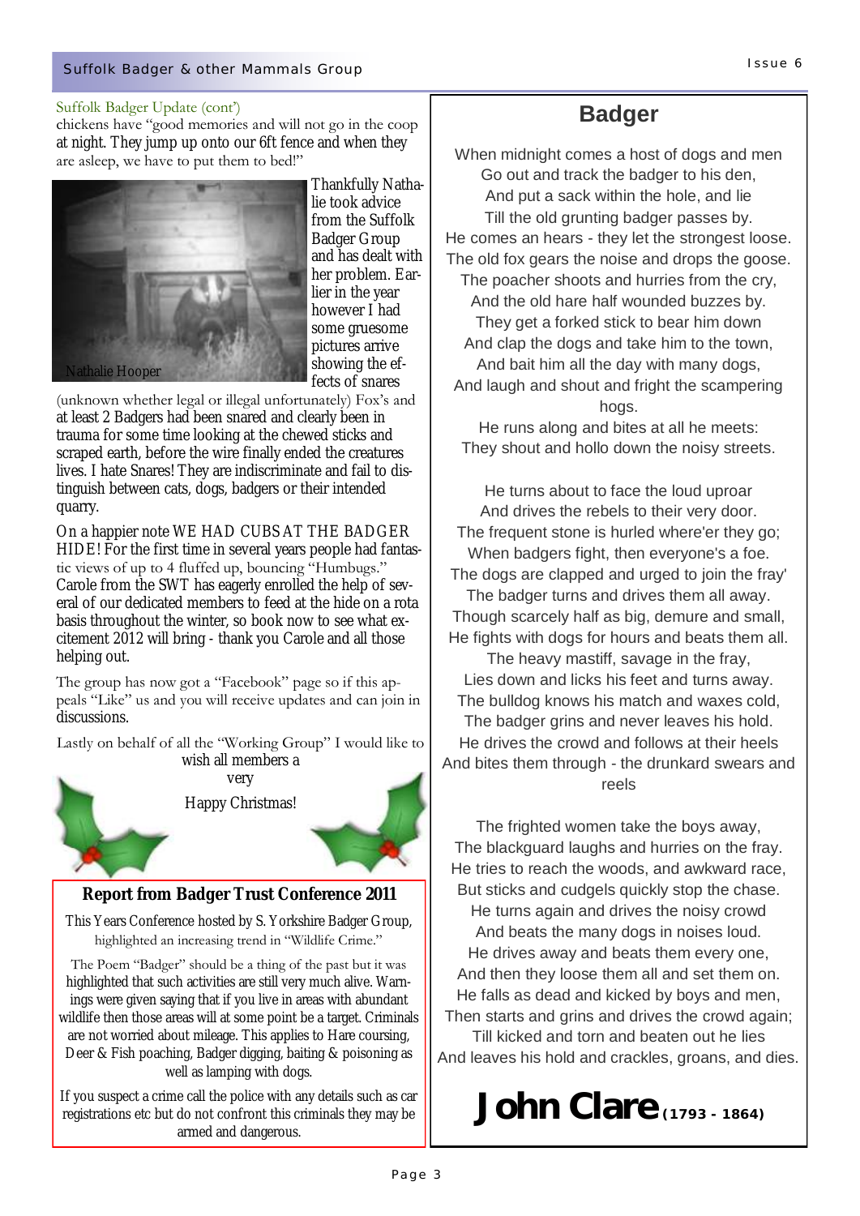Suffolk Badger Update (cont')

chickens have "good memories and will not go in the coop at night. They jump up onto our 6ft fence and when they are asleep, we have to put them to bed!"

Nathalie Hooper

Thankfully Nathalie took advice from the Suffolk Badger Group and has dealt with her problem. Earlier in the year however I had some gruesome pictures arrive showing the effects of snares (unknown whether legal or illegal unfortunately) Fox's and at least 2 Badgers had been snared and clearly been in trauma for some time looking at the chewed sticks and scraped earth, before the wire finally ended the creatures lives. I hate Snares! They are indiscriminate and fail to distinguish between cats, dogs, badgers or their intended quarry.

On a happier note WE HAD CUBS AT THE BADGER HIDE! For the first time in several years people had fantastic views of up to 4 fluffed up, bouncing "Humbugs." Carole from the SWT has eagerly enrolled the help of several of our dedicated members to feed at the hide on a rota basis throughout the winter, so book now to see what excitement 2012 will bring - thank you Carole and all those helping out.

The group has now got a "Facebook" page so if this appeals "Like" us and you will receive updates and can join in discussions.

Lastly on behalf of all the "Working Group" I would like to wish all members a very Happy Christmas!

## Report from Badger Trust Conference 2011

This Years Conference hosted by S. Yorkshire Badger Group, highlighted an increasing trend in "Wildlife Crime."

The Poem "Badger" should be a thing of the past but it was highlighted that such activities are still very much alive. Warnings were given saying that if you live in areas with abundant wildlife then those areas will at some point be a target. Criminals are not worried about mileage. This applies to Hare coursing, Deer & Fish poaching, Badger digging, baiting & poisoning as well as lamping with dogs.

If you suspect a crime call the police with any details such as car registrations etc but do not confront this criminals they may be armed and dangerous.

## Badger

When midnight comes a host of dogs and men
Go out and track the badger to his den,
And put a sack within the hole, and lie
Till the old grunting badger passes by.
He comes an hears - they let the strongest loose.
The old fox gears the noise and drops the goose.
The poacher shoots and hurries from the cry,
And the old hare half wounded buzzes by.
They get a forked stick to bear him down
And clap the dogs and take him to the town,
And bait him all the day with many dogs,
And laugh and shout and fright the scampering hogs.
He runs along and bites at all he meets:
They shout and hollo down the noisy streets.

He turns about to face the loud uproar
And drives the rebels to their very door.
The frequent stone is hurled where'er they go;
When badgers fight, then everyone's a foe.
The dogs are clapped and urged to join the fray'
The badger turns and drives them all away.
Though scarcely half as big, demure and small,
He fights with dogs for hours and beats them all.
The heavy mastiff, savage in the fray,
Lies down and licks his feet and turns away.
The bulldog knows his match and waxes cold,
The badger grins and never leaves his hold.
He drives the crowd and follows at their heels
And bites them through - the drunkard swears and reels

The frighted women take the boys away,
The blackguard laughs and hurries on the fray.
He tries to reach the woods, and awkward race,
But sticks and cudgels quickly stop the chase.
He turns again and drives the noisy crowd
And beats the many dogs in noises loud.
He drives away and beats them every one,
And then they loose them all and set them on.
He falls as dead and kicked by boys and men,
Then starts and grins and drives the crowd again;
Till kicked and torn and beaten out he lies
And leaves his hold and crackles, groans, and dies.

**John Clare** (1793 - 1864)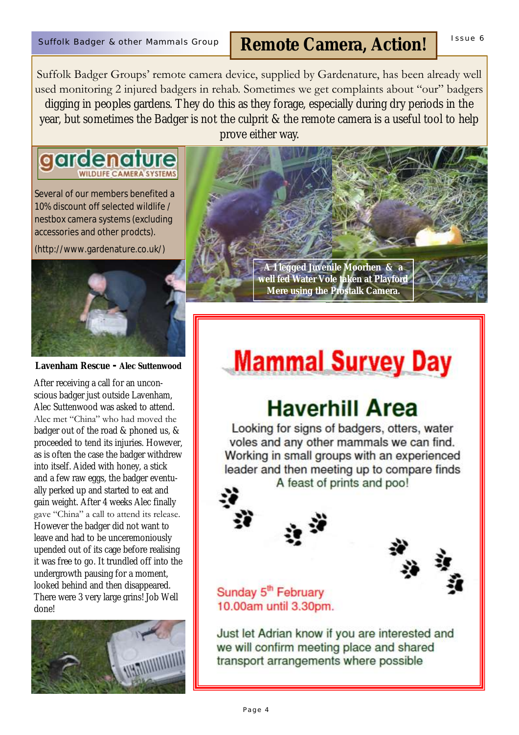# Remote Camera, Action!

Suffolk Badger Groups' remote camera device, supplied by Gardenature, has been already well used monitoring 2 injured badgers in rehab. Sometimes we get complaints about "our" badgers digging in peoples gardens. They do this as they forage, especially during dry periods in the year, but sometimes the Badger is not the culprit & the remote camera is a useful tool to help prove either way.

**gardenature** WILDLIFE CAMERA SYSTEMS

Several of our members benefited a 10% discount off selected wildlife / nestbox camera systems (excluding accessories and other prodcts).

(http://www.gardenature.co.uk/)

**A 1 legged Juvenile Moorhen & a well fed Water Vole taken at Playford Mere using the Prostalk Camera.**

## Lavenham Rescue - Alec Suttenwood

After receiving a call for an unconscious badger just outside Lavenham, Alec Suttenwood was asked to attend. Alec met "China" who had moved the badger out of the road & phoned us, & proceeded to tend its injuries. However, as is often the case the badger withdrew into itself. Aided with honey, a stick and a few raw eggs, the badger eventually perked up and started to eat and gain weight. After 4 weeks Alec finally gave "China" a call to attend its release. However the badger did not want to leave and had to be unceremoniously upended out of its cage before realising it was free to go. It trundled off into the undergrowth pausing for a moment, looked behind and then disappeared. There were 3 very large grins! Job Well done!

## Mammal Survey Day

### Haverhill Area

Looking for signs of badgers, otters, water voles and any other mammals we can find. Working in small groups with an experienced leader and then meeting up to compare finds A feast of prints and poo!

Sunday 5th February
10.00am until 3.30pm.

Just let Adrian know if you are interested and we will confirm meeting place and shared transport arrangements where possible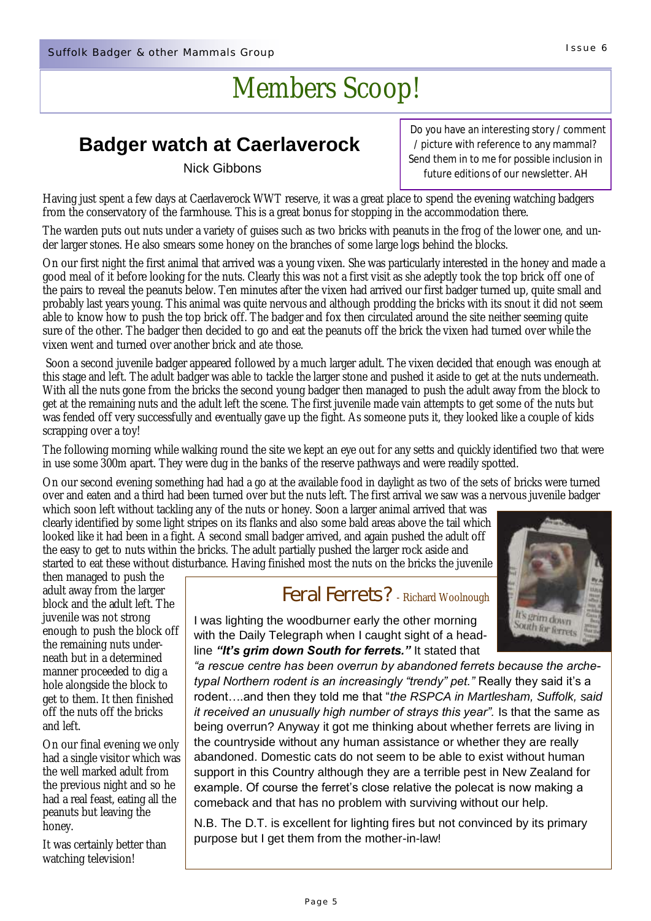# Members Scoop!

## Badger watch at Caerlaverock

Nick Gibbons

> Do you have an interesting story / comment / picture with reference to any mammal? Send them in to me for possible inclusion in future editions of our newsletter. AH

Having just spent a few days at Caerlaverock WWT reserve, it was a great place to spend the evening watching badgers from the conservatory of the farmhouse. This is a great bonus for stopping in the accommodation there.

The warden puts out nuts under a variety of guises such as two bricks with peanuts in the frog of the lower one, and under larger stones. He also smears some honey on the branches of some large logs behind the blocks.

On our first night the first animal that arrived was a young vixen. She was particularly interested in the honey and made a good meal of it before looking for the nuts. Clearly this was not a first visit as she adeptly took the top brick off one of the pairs to reveal the peanuts below. Ten minutes after the vixen had arrived our first badger turned up, quite small and probably last years young. This animal was quite nervous and although prodding the bricks with its snout it did not seem able to know how to push the top brick off. The badger and fox then circulated around the site neither seeming quite sure of the other. The badger then decided to go and eat the peanuts off the brick the vixen had turned over while the vixen went and turned over another brick and ate those.

Soon a second juvenile badger appeared followed by a much larger adult. The vixen decided that enough was enough at this stage and left. The adult badger was able to tackle the larger stone and pushed it aside to get at the nuts underneath. With all the nuts gone from the bricks the second young badger then managed to push the adult away from the block to get at the remaining nuts and the adult left the scene. The first juvenile made vain attempts to get some of the nuts but was fended off very successfully and eventually gave up the fight. As someone puts it, they looked like a couple of kids scrapping over a toy!

The following morning while walking round the site we kept an eye out for any setts and quickly identified two that were in use some 300m apart. They were dug in the banks of the reserve pathways and were readily spotted.

On our second evening something had had a go at the available food in daylight as two of the sets of bricks were turned over and eaten and a third had been turned over but the nuts left. The first arrival we saw was a nervous juvenile badger which soon left without tackling any of the nuts or honey. Soon a larger animal arrived that was clearly identified by some light stripes on its flanks and also some bald areas above the tail which looked like it had been in a fight. A second small badger arrived, and again pushed the adult off the easy to get to nuts within the bricks. The adult partially pushed the larger rock aside and started to eat these without disturbance. Having finished most the nuts on the bricks the juvenile then managed to push the adult away from the larger block and the adult left. The juvenile was not strong enough to push the block off the remaining nuts underneath but in a determined manner proceeded to dig a hole alongside the block to get to them. It then finished off the nuts off the bricks and left.

On our final evening we only had a single visitor which was the well marked adult from the previous night and so he had a real feast, eating all the peanuts but leaving the honey.

It was certainly better than watching television!

## Feral Ferrets? - Richard Woolnough

I was lighting the woodburner early the other morning with the Daily Telegraph when I caught sight of a headline ***"It's grim down South for ferrets."*** It stated that *"a rescue centre has been overrun by abandoned ferrets because the archetypal Northern rodent is an increasingly "trendy" pet."* Really they said it's a rodent….and then they told me that "*the RSPCA in Martlesham, Suffolk, said it received an unusually high number of strays this year".* Is that the same as being overrun? Anyway it got me thinking about whether ferrets are living in the countryside without any human assistance or whether they are really abandoned. Domestic cats do not seem to be able to exist without human support in this Country although they are a terrible pest in New Zealand for example. Of course the ferret's close relative the polecat is now making a comeback and that has no problem with surviving without our help.

N.B. The D.T. is excellent for lighting fires but not convinced by its primary purpose but I get them from the mother-in-law!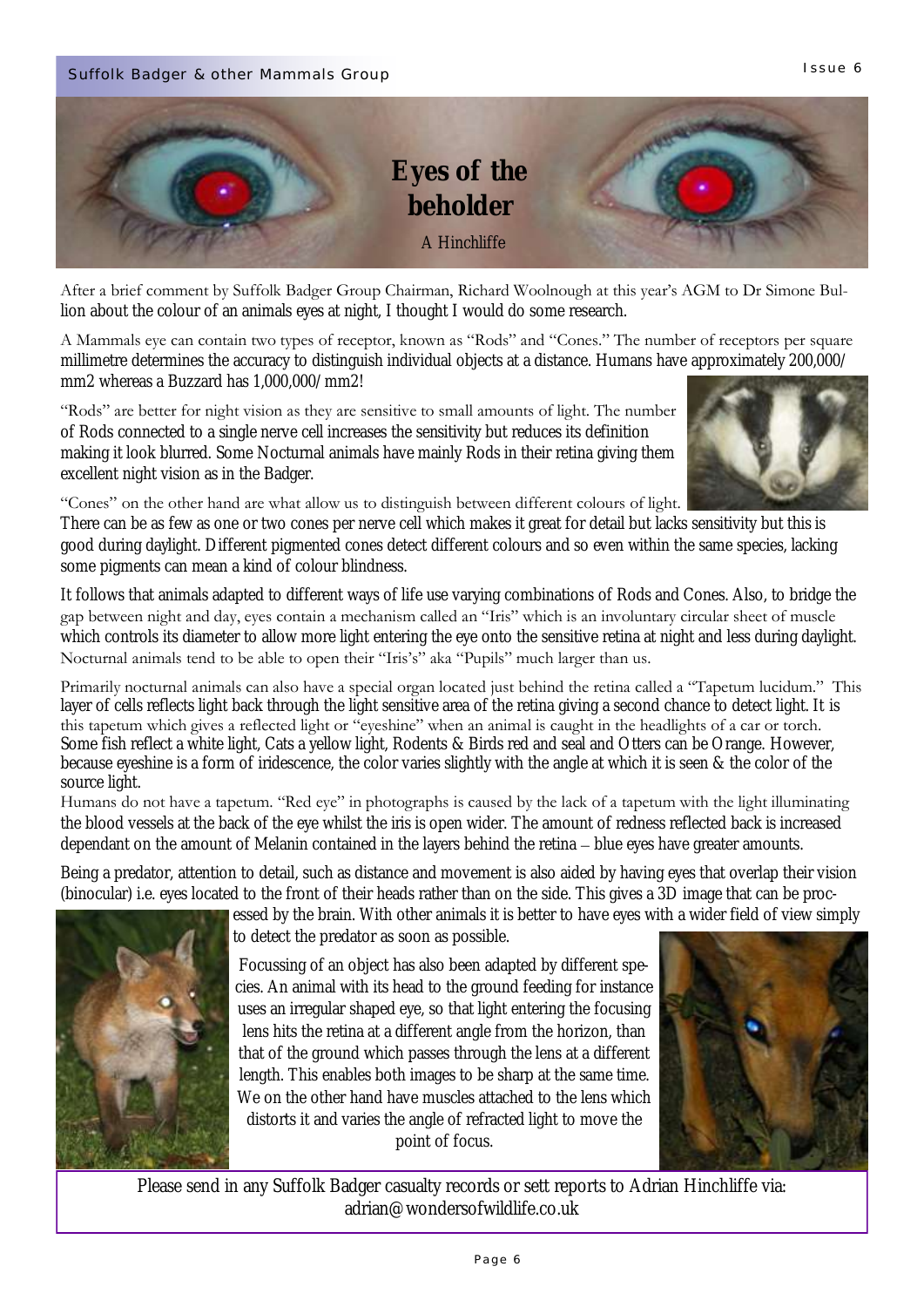# Eyes of the beholder

A Hinchliffe

After a brief comment by Suffolk Badger Group Chairman, Richard Woolnough at this year's AGM to Dr Simone Bullion about the colour of an animals eyes at night, I thought I would do some research.

A Mammals eye can contain two types of receptor, known as "Rods" and "Cones." The number of receptors per square millimetre determines the accuracy to distinguish individual objects at a distance. Humans have approximately 200,000/mm2 whereas a Buzzard has 1,000,000/mm2!

"Rods" are better for night vision as they are sensitive to small amounts of light. The number of Rods connected to a single nerve cell increases the sensitivity but reduces its definition making it look blurred. Some Nocturnal animals have mainly Rods in their retina giving them excellent night vision as in the Badger.

"Cones" on the other hand are what allow us to distinguish between different colours of light. There can be as few as one or two cones per nerve cell which makes it great for detail but lacks sensitivity but this is good during daylight. Different pigmented cones detect different colours and so even within the same species, lacking some pigments can mean a kind of colour blindness.

It follows that animals adapted to different ways of life use varying combinations of Rods and Cones. Also, to bridge the gap between night and day, eyes contain a mechanism called an "Iris" which is an involuntary circular sheet of muscle which controls its diameter to allow more light entering the eye onto the sensitive retina at night and less during daylight. Nocturnal animals tend to be able to open their "Iris's" aka "Pupils" much larger than us.

Primarily nocturnal animals can also have a special organ located just behind the retina called a "Tapetum lucidum." This layer of cells reflects light back through the light sensitive area of the retina giving a second chance to detect light. It is this tapetum which gives a reflected light or "eyeshine" when an animal is caught in the headlights of a car or torch. Some fish reflect a white light, Cats a yellow light, Rodents & Birds red and seal and Otters can be Orange. However, because eyeshine is a form of iridescence, the color varies slightly with the angle at which it is seen & the color of the source light.

Humans do not have a tapetum. "Red eye" in photographs is caused by the lack of a tapetum with the light illuminating the blood vessels at the back of the eye whilst the iris is open wider. The amount of redness reflected back is increased dependant on the amount of Melanin contained in the layers behind the retina – blue eyes have greater amounts.

Being a predator, attention to detail, such as distance and movement is also aided by having eyes that overlap their vision (binocular) i.e. eyes located to the front of their heads rather than on the side. This gives a 3D image that can be processed by the brain. With other animals it is better to have eyes with a wider field of view simply to detect the predator as soon as possible.

Focussing of an object has also been adapted by different species. An animal with its head to the ground feeding for instance uses an irregular shaped eye, so that light entering the focusing lens hits the retina at a different angle from the horizon, than that of the ground which passes through the lens at a different length. This enables both images to be sharp at the same time. We on the other hand have muscles attached to the lens which distorts it and varies the angle of refracted light to move the point of focus.

Please send in any Suffolk Badger casualty records or sett reports to Adrian Hinchliffe via: adrian@wondersofwildlife.co.uk